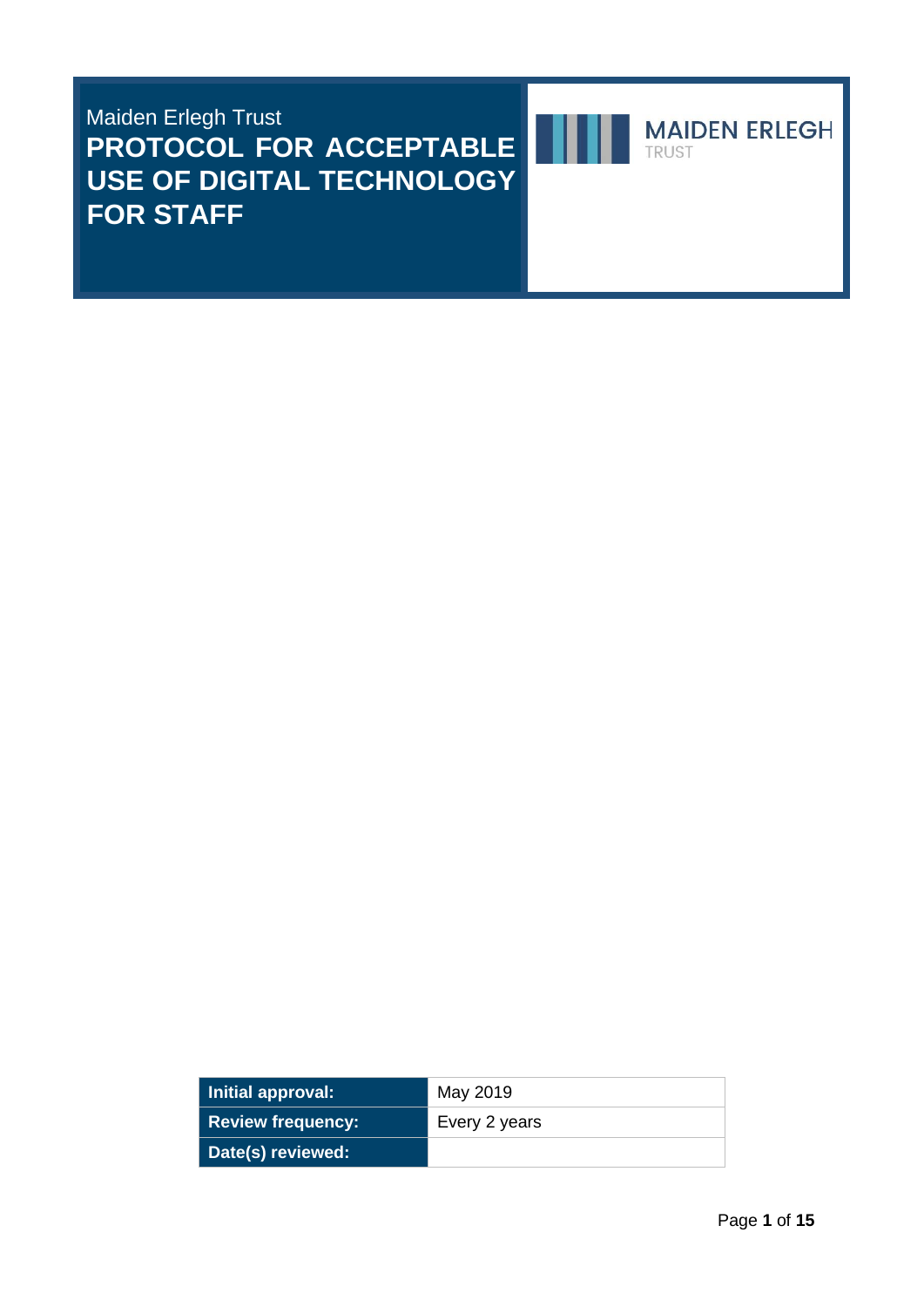Maiden Erlegh Trust

# PROTOCOL FOR ACCEPTABLE USE OF DIGITAL TECHNOLOGY FOR STAFF

MAIDEN ERLEGH TRUST

| Initial approval: | May 2019 |
|---|---|
| Review frequency: | Every 2 years |
| Date(s) reviewed: | |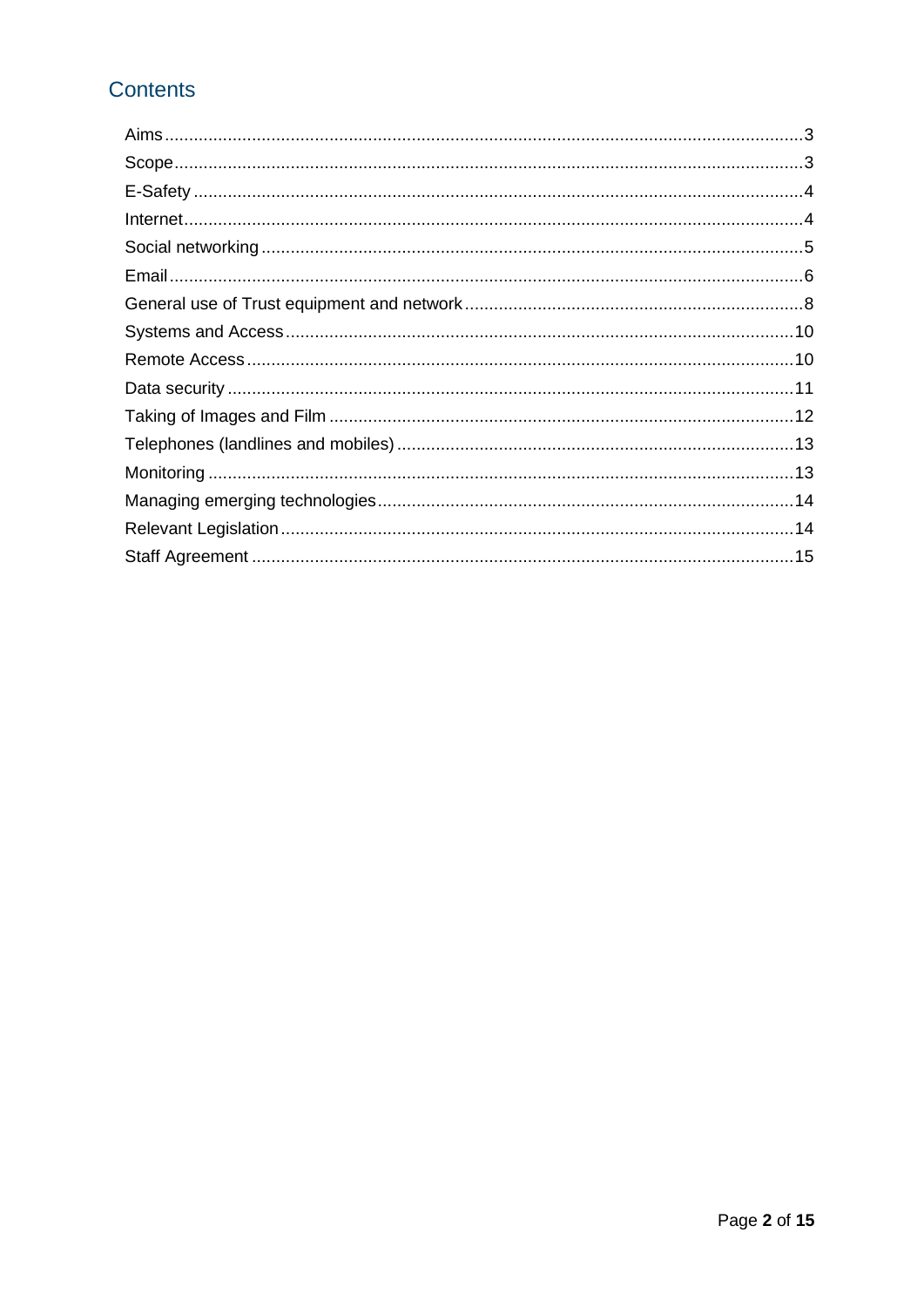## Contents

- Aims ....................................................................................................................3
- Scope ..................................................................................................................3
- E-Safety ...............................................................................................................4
- Internet .................................................................................................................4
- Social networking .................................................................................................5
- Email ....................................................................................................................6
- General use of Trust equipment and network .......................................................8
- Systems and Access ...........................................................................................10
- Remote Access ...................................................................................................10
- Data security .......................................................................................................11
- Taking of Images and Film ..................................................................................12
- Telephones (landlines and mobiles) ....................................................................13
- Monitoring ...........................................................................................................13
- Managing emerging technologies ........................................................................14
- Relevant Legislation ............................................................................................14
- Staff Agreement ..................................................................................................15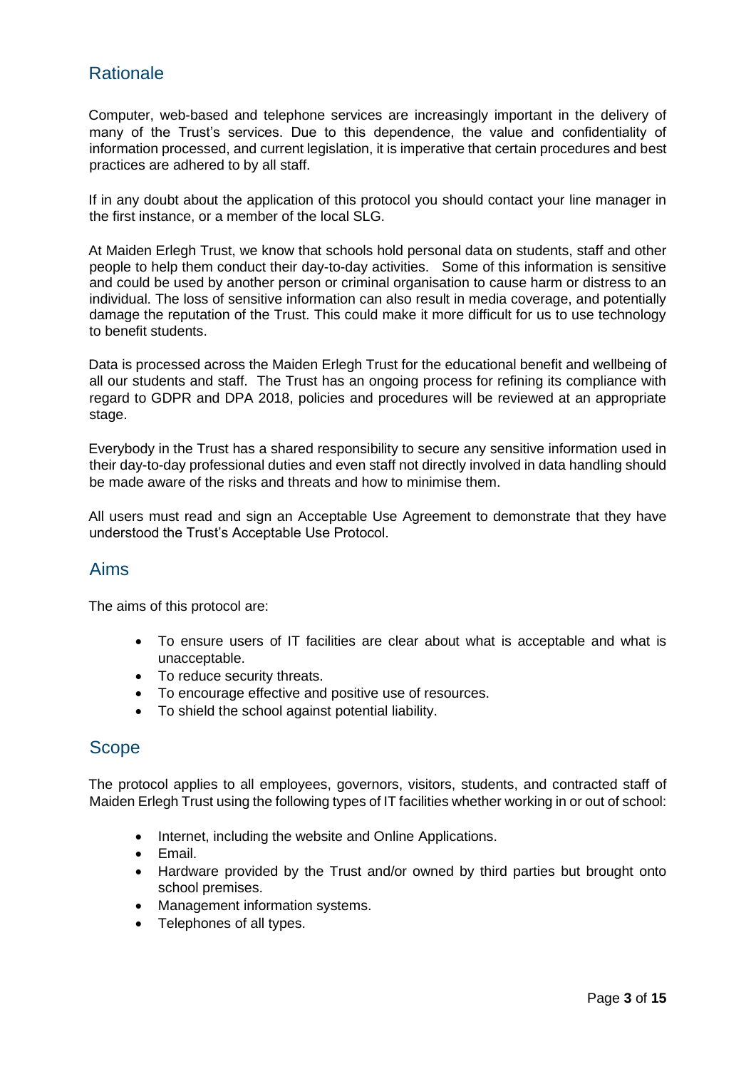## Rationale

Computer, web-based and telephone services are increasingly important in the delivery of many of the Trust's services. Due to this dependence, the value and confidentiality of information processed, and current legislation, it is imperative that certain procedures and best practices are adhered to by all staff.

If in any doubt about the application of this protocol you should contact your line manager in the first instance, or a member of the local SLG.

At Maiden Erlegh Trust, we know that schools hold personal data on students, staff and other people to help them conduct their day-to-day activities. Some of this information is sensitive and could be used by another person or criminal organisation to cause harm or distress to an individual. The loss of sensitive information can also result in media coverage, and potentially damage the reputation of the Trust. This could make it more difficult for us to use technology to benefit students.

Data is processed across the Maiden Erlegh Trust for the educational benefit and wellbeing of all our students and staff. The Trust has an ongoing process for refining its compliance with regard to GDPR and DPA 2018, policies and procedures will be reviewed at an appropriate stage.

Everybody in the Trust has a shared responsibility to secure any sensitive information used in their day-to-day professional duties and even staff not directly involved in data handling should be made aware of the risks and threats and how to minimise them.

All users must read and sign an Acceptable Use Agreement to demonstrate that they have understood the Trust's Acceptable Use Protocol.

## Aims

The aims of this protocol are:

- To ensure users of IT facilities are clear about what is acceptable and what is unacceptable.
- To reduce security threats.
- To encourage effective and positive use of resources.
- To shield the school against potential liability.

## Scope

The protocol applies to all employees, governors, visitors, students, and contracted staff of Maiden Erlegh Trust using the following types of IT facilities whether working in or out of school:

- Internet, including the website and Online Applications.
- Email.
- Hardware provided by the Trust and/or owned by third parties but brought onto school premises.
- Management information systems.
- Telephones of all types.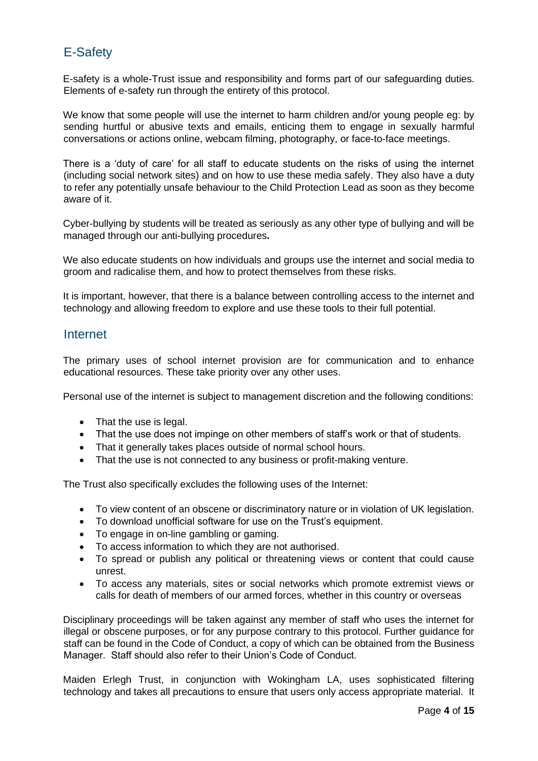## E-Safety

E-safety is a whole-Trust issue and responsibility and forms part of our safeguarding duties. Elements of e-safety run through the entirety of this protocol.

We know that some people will use the internet to harm children and/or young people eg: by sending hurtful or abusive texts and emails, enticing them to engage in sexually harmful conversations or actions online, webcam filming, photography, or face-to-face meetings.

There is a 'duty of care' for all staff to educate students on the risks of using the internet (including social network sites) and on how to use these media safely. They also have a duty to refer any potentially unsafe behaviour to the Child Protection Lead as soon as they become aware of it.

Cyber-bullying by students will be treated as seriously as any other type of bullying and will be managed through our anti-bullying procedures**.**

We also educate students on how individuals and groups use the internet and social media to groom and radicalise them, and how to protect themselves from these risks.

It is important, however, that there is a balance between controlling access to the internet and technology and allowing freedom to explore and use these tools to their full potential.

## Internet

The primary uses of school internet provision are for communication and to enhance educational resources. These take priority over any other uses.

Personal use of the internet is subject to management discretion and the following conditions:

- That the use is legal.
- That the use does not impinge on other members of staff's work or that of students.
- That it generally takes places outside of normal school hours.
- That the use is not connected to any business or profit-making venture.

The Trust also specifically excludes the following uses of the Internet:

- To view content of an obscene or discriminatory nature or in violation of UK legislation.
- To download unofficial software for use on the Trust's equipment.
- To engage in on-line gambling or gaming.
- To access information to which they are not authorised.
- To spread or publish any political or threatening views or content that could cause unrest.
- To access any materials, sites or social networks which promote extremist views or calls for death of members of our armed forces, whether in this country or overseas

Disciplinary proceedings will be taken against any member of staff who uses the internet for illegal or obscene purposes, or for any purpose contrary to this protocol. Further guidance for staff can be found in the Code of Conduct, a copy of which can be obtained from the Business Manager. Staff should also refer to their Union's Code of Conduct.

Maiden Erlegh Trust, in conjunction with Wokingham LA, uses sophisticated filtering technology and takes all precautions to ensure that users only access appropriate material. It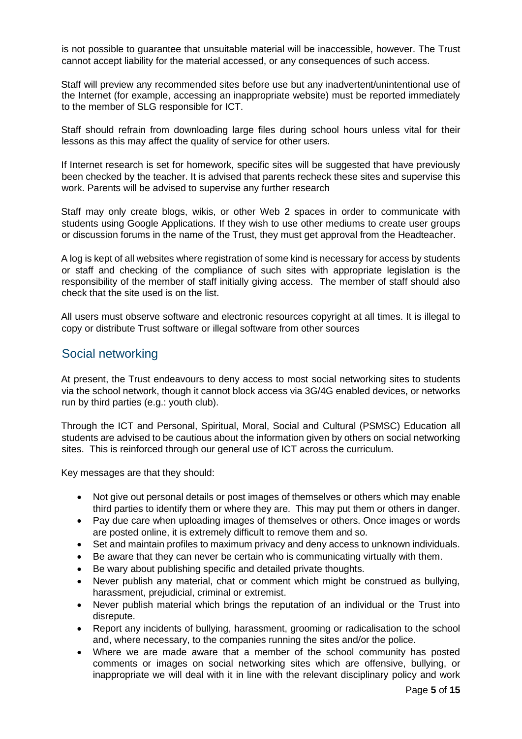is not possible to guarantee that unsuitable material will be inaccessible, however. The Trust cannot accept liability for the material accessed, or any consequences of such access.

Staff will preview any recommended sites before use but any inadvertent/unintentional use of the Internet (for example, accessing an inappropriate website) must be reported immediately to the member of SLG responsible for ICT.

Staff should refrain from downloading large files during school hours unless vital for their lessons as this may affect the quality of service for other users.

If Internet research is set for homework, specific sites will be suggested that have previously been checked by the teacher. It is advised that parents recheck these sites and supervise this work. Parents will be advised to supervise any further research

Staff may only create blogs, wikis, or other Web 2 spaces in order to communicate with students using Google Applications. If they wish to use other mediums to create user groups or discussion forums in the name of the Trust, they must get approval from the Headteacher.

A log is kept of all websites where registration of some kind is necessary for access by students or staff and checking of the compliance of such sites with appropriate legislation is the responsibility of the member of staff initially giving access. The member of staff should also check that the site used is on the list.

All users must observe software and electronic resources copyright at all times. It is illegal to copy or distribute Trust software or illegal software from other sources

## Social networking

At present, the Trust endeavours to deny access to most social networking sites to students via the school network, though it cannot block access via 3G/4G enabled devices, or networks run by third parties (e.g.: youth club).

Through the ICT and Personal, Spiritual, Moral, Social and Cultural (PSMSC) Education all students are advised to be cautious about the information given by others on social networking sites. This is reinforced through our general use of ICT across the curriculum.

Key messages are that they should:

- Not give out personal details or post images of themselves or others which may enable third parties to identify them or where they are. This may put them or others in danger.
- Pay due care when uploading images of themselves or others. Once images or words are posted online, it is extremely difficult to remove them and so.
- Set and maintain profiles to maximum privacy and deny access to unknown individuals.
- Be aware that they can never be certain who is communicating virtually with them.
- Be wary about publishing specific and detailed private thoughts.
- Never publish any material, chat or comment which might be construed as bullying, harassment, prejudicial, criminal or extremist.
- Never publish material which brings the reputation of an individual or the Trust into disrepute.
- Report any incidents of bullying, harassment, grooming or radicalisation to the school and, where necessary, to the companies running the sites and/or the police.
- Where we are made aware that a member of the school community has posted comments or images on social networking sites which are offensive, bullying, or inappropriate we will deal with it in line with the relevant disciplinary policy and work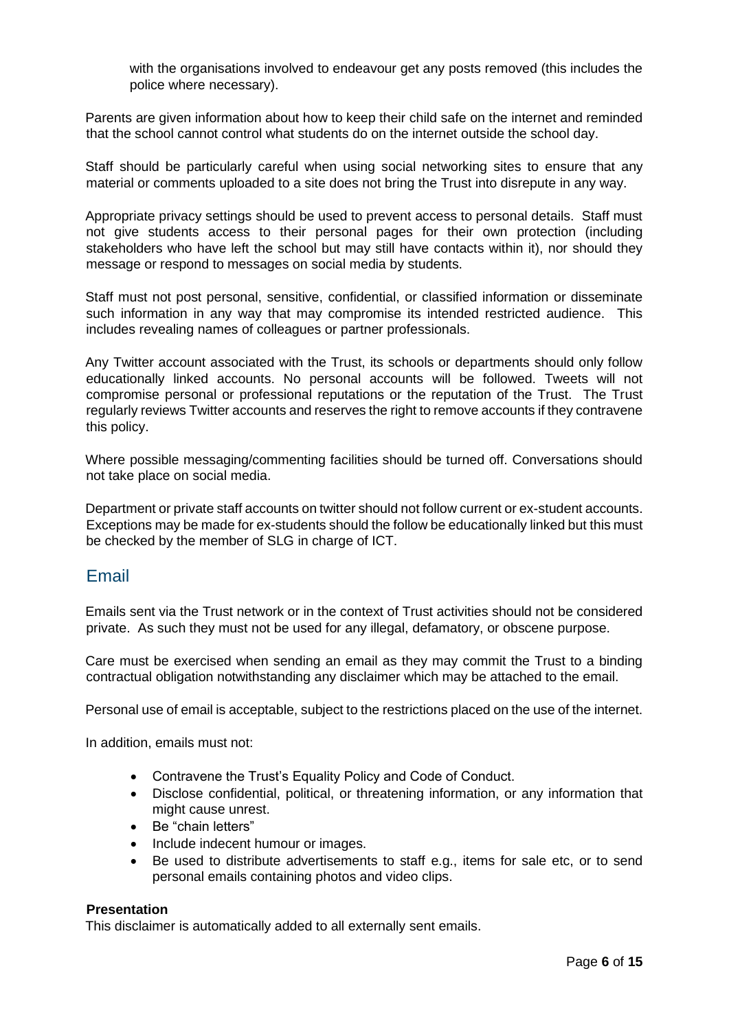with the organisations involved to endeavour get any posts removed (this includes the police where necessary).

Parents are given information about how to keep their child safe on the internet and reminded that the school cannot control what students do on the internet outside the school day.

Staff should be particularly careful when using social networking sites to ensure that any material or comments uploaded to a site does not bring the Trust into disrepute in any way.

Appropriate privacy settings should be used to prevent access to personal details. Staff must not give students access to their personal pages for their own protection (including stakeholders who have left the school but may still have contacts within it), nor should they message or respond to messages on social media by students.

Staff must not post personal, sensitive, confidential, or classified information or disseminate such information in any way that may compromise its intended restricted audience. This includes revealing names of colleagues or partner professionals.

Any Twitter account associated with the Trust, its schools or departments should only follow educationally linked accounts. No personal accounts will be followed. Tweets will not compromise personal or professional reputations or the reputation of the Trust. The Trust regularly reviews Twitter accounts and reserves the right to remove accounts if they contravene this policy.

Where possible messaging/commenting facilities should be turned off. Conversations should not take place on social media.

Department or private staff accounts on twitter should not follow current or ex-student accounts. Exceptions may be made for ex-students should the follow be educationally linked but this must be checked by the member of SLG in charge of ICT.

## Email

Emails sent via the Trust network or in the context of Trust activities should not be considered private. As such they must not be used for any illegal, defamatory, or obscene purpose.

Care must be exercised when sending an email as they may commit the Trust to a binding contractual obligation notwithstanding any disclaimer which may be attached to the email.

Personal use of email is acceptable, subject to the restrictions placed on the use of the internet.

In addition, emails must not:

- Contravene the Trust's Equality Policy and Code of Conduct.
- Disclose confidential, political, or threatening information, or any information that might cause unrest.
- Be "chain letters"
- Include indecent humour or images.
- Be used to distribute advertisements to staff e.g., items for sale etc, or to send personal emails containing photos and video clips.

**Presentation**

This disclaimer is automatically added to all externally sent emails.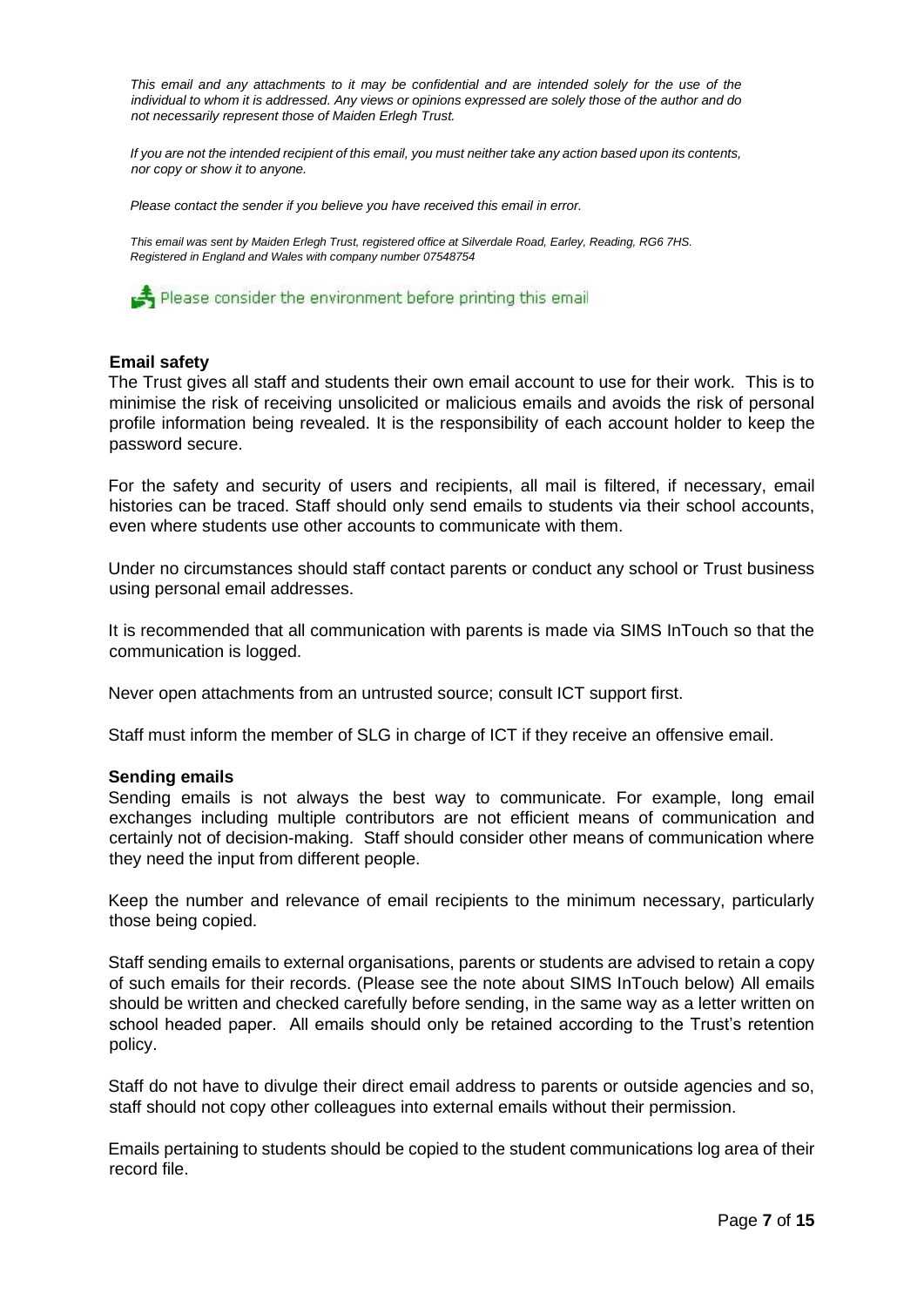*This email and any attachments to it may be confidential and are intended solely for the use of the individual to whom it is addressed. Any views or opinions expressed are solely those of the author and do not necessarily represent those of Maiden Erlegh Trust.*

*If you are not the intended recipient of this email, you must neither take any action based upon its contents, nor copy or show it to anyone.*

*Please contact the sender if you believe you have received this email in error.*

*This email was sent by Maiden Erlegh Trust, registered office at Silverdale Road, Earley, Reading, RG6 7HS. Registered in England and Wales with company number 07548754*

Please consider the environment before printing this email

**Email safety**

The Trust gives all staff and students their own email account to use for their work. This is to minimise the risk of receiving unsolicited or malicious emails and avoids the risk of personal profile information being revealed. It is the responsibility of each account holder to keep the password secure.

For the safety and security of users and recipients, all mail is filtered, if necessary, email histories can be traced. Staff should only send emails to students via their school accounts, even where students use other accounts to communicate with them.

Under no circumstances should staff contact parents or conduct any school or Trust business using personal email addresses.

It is recommended that all communication with parents is made via SIMS InTouch so that the communication is logged.

Never open attachments from an untrusted source; consult ICT support first.

Staff must inform the member of SLG in charge of ICT if they receive an offensive email.

**Sending emails**

Sending emails is not always the best way to communicate. For example, long email exchanges including multiple contributors are not efficient means of communication and certainly not of decision-making. Staff should consider other means of communication where they need the input from different people.

Keep the number and relevance of email recipients to the minimum necessary, particularly those being copied.

Staff sending emails to external organisations, parents or students are advised to retain a copy of such emails for their records. (Please see the note about SIMS InTouch below) All emails should be written and checked carefully before sending, in the same way as a letter written on school headed paper. All emails should only be retained according to the Trust's retention policy.

Staff do not have to divulge their direct email address to parents or outside agencies and so, staff should not copy other colleagues into external emails without their permission.

Emails pertaining to students should be copied to the student communications log area of their record file.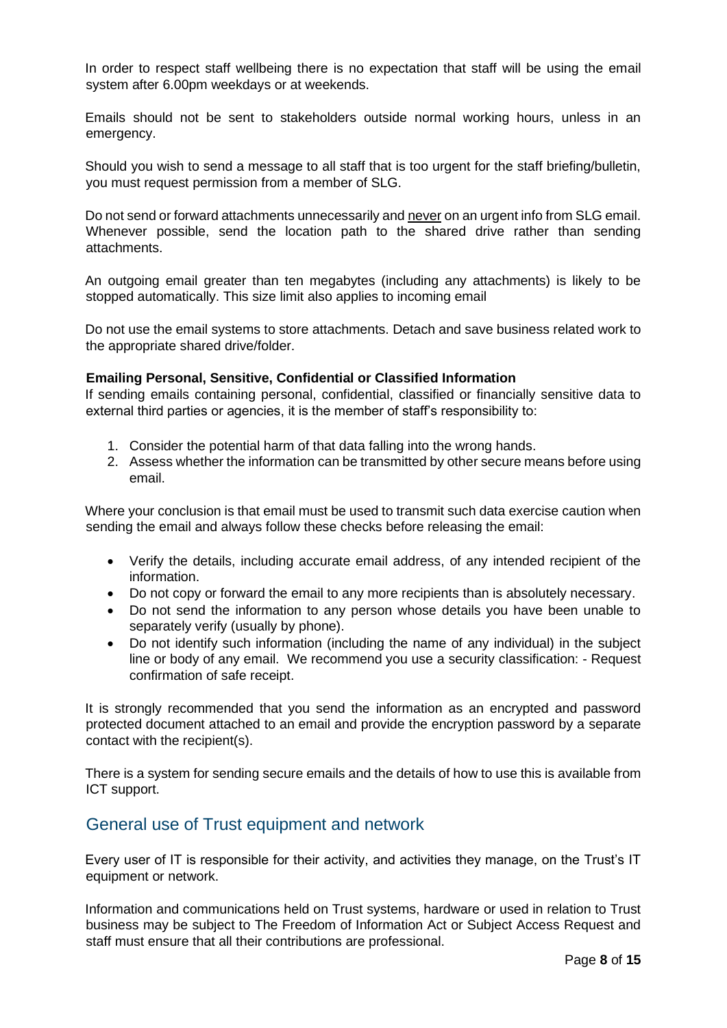In order to respect staff wellbeing there is no expectation that staff will be using the email system after 6.00pm weekdays or at weekends.

Emails should not be sent to stakeholders outside normal working hours, unless in an emergency.

Should you wish to send a message to all staff that is too urgent for the staff briefing/bulletin, you must request permission from a member of SLG.

Do not send or forward attachments unnecessarily and <u>never</u> on an urgent info from SLG email. Whenever possible, send the location path to the shared drive rather than sending attachments.

An outgoing email greater than ten megabytes (including any attachments) is likely to be stopped automatically. This size limit also applies to incoming email

Do not use the email systems to store attachments. Detach and save business related work to the appropriate shared drive/folder.

**Emailing Personal, Sensitive, Confidential or Classified Information**

If sending emails containing personal, confidential, classified or financially sensitive data to external third parties or agencies, it is the member of staff's responsibility to:

1. Consider the potential harm of that data falling into the wrong hands.
2. Assess whether the information can be transmitted by other secure means before using email.

Where your conclusion is that email must be used to transmit such data exercise caution when sending the email and always follow these checks before releasing the email:

- Verify the details, including accurate email address, of any intended recipient of the information.
- Do not copy or forward the email to any more recipients than is absolutely necessary.
- Do not send the information to any person whose details you have been unable to separately verify (usually by phone).
- Do not identify such information (including the name of any individual) in the subject line or body of any email. We recommend you use a security classification: - Request confirmation of safe receipt.

It is strongly recommended that you send the information as an encrypted and password protected document attached to an email and provide the encryption password by a separate contact with the recipient(s).

There is a system for sending secure emails and the details of how to use this is available from ICT support.

## General use of Trust equipment and network

Every user of IT is responsible for their activity, and activities they manage, on the Trust's IT equipment or network.

Information and communications held on Trust systems, hardware or used in relation to Trust business may be subject to The Freedom of Information Act or Subject Access Request and staff must ensure that all their contributions are professional.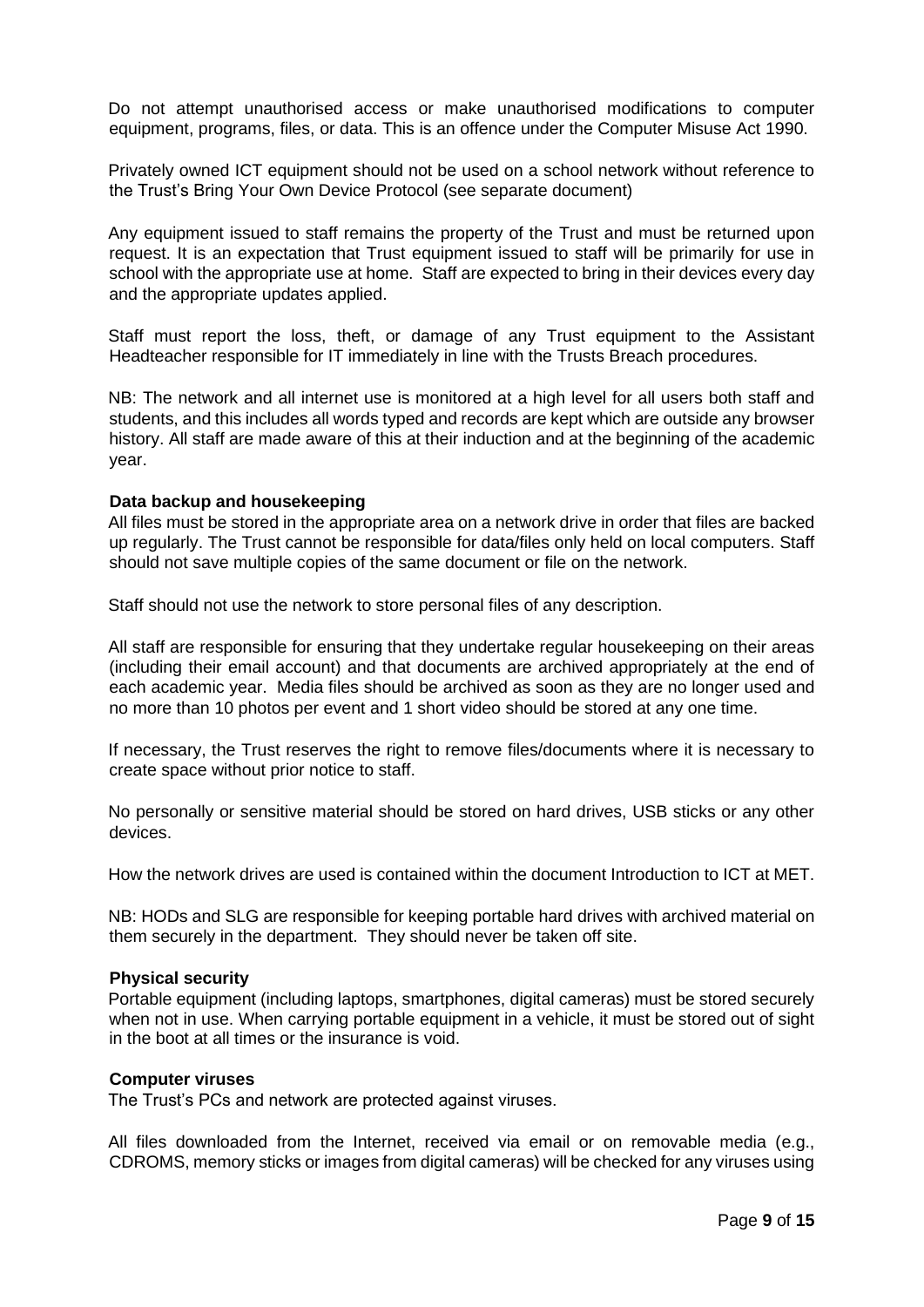Do not attempt unauthorised access or make unauthorised modifications to computer equipment, programs, files, or data. This is an offence under the Computer Misuse Act 1990.

Privately owned ICT equipment should not be used on a school network without reference to the Trust's Bring Your Own Device Protocol (see separate document)

Any equipment issued to staff remains the property of the Trust and must be returned upon request. It is an expectation that Trust equipment issued to staff will be primarily for use in school with the appropriate use at home. Staff are expected to bring in their devices every day and the appropriate updates applied.

Staff must report the loss, theft, or damage of any Trust equipment to the Assistant Headteacher responsible for IT immediately in line with the Trusts Breach procedures.

NB: The network and all internet use is monitored at a high level for all users both staff and students, and this includes all words typed and records are kept which are outside any browser history. All staff are made aware of this at their induction and at the beginning of the academic year.

**Data backup and housekeeping**

All files must be stored in the appropriate area on a network drive in order that files are backed up regularly. The Trust cannot be responsible for data/files only held on local computers. Staff should not save multiple copies of the same document or file on the network.

Staff should not use the network to store personal files of any description.

All staff are responsible for ensuring that they undertake regular housekeeping on their areas (including their email account) and that documents are archived appropriately at the end of each academic year. Media files should be archived as soon as they are no longer used and no more than 10 photos per event and 1 short video should be stored at any one time.

If necessary, the Trust reserves the right to remove files/documents where it is necessary to create space without prior notice to staff.

No personally or sensitive material should be stored on hard drives, USB sticks or any other devices.

How the network drives are used is contained within the document Introduction to ICT at MET.

NB: HODs and SLG are responsible for keeping portable hard drives with archived material on them securely in the department. They should never be taken off site.

**Physical security**

Portable equipment (including laptops, smartphones, digital cameras) must be stored securely when not in use. When carrying portable equipment in a vehicle, it must be stored out of sight in the boot at all times or the insurance is void.

**Computer viruses**

The Trust's PCs and network are protected against viruses.

All files downloaded from the Internet, received via email or on removable media (e.g., CDROMS, memory sticks or images from digital cameras) will be checked for any viruses using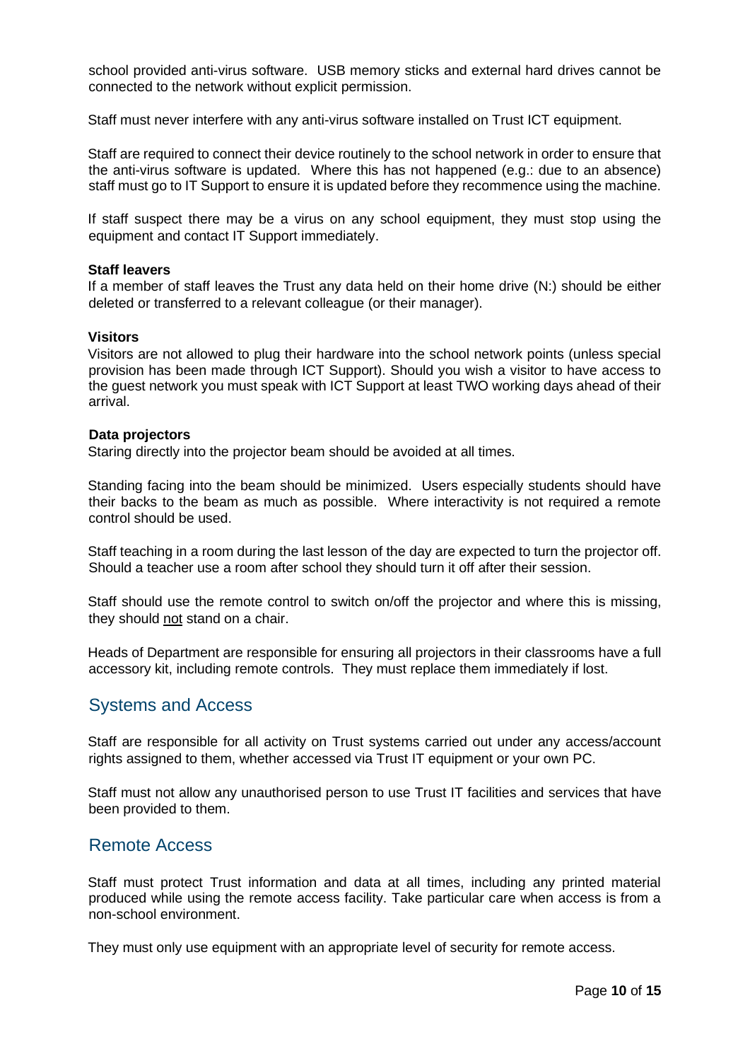school provided anti-virus software. USB memory sticks and external hard drives cannot be connected to the network without explicit permission.

Staff must never interfere with any anti-virus software installed on Trust ICT equipment.

Staff are required to connect their device routinely to the school network in order to ensure that the anti-virus software is updated. Where this has not happened (e.g.: due to an absence) staff must go to IT Support to ensure it is updated before they recommence using the machine.

If staff suspect there may be a virus on any school equipment, they must stop using the equipment and contact IT Support immediately.

**Staff leavers**

If a member of staff leaves the Trust any data held on their home drive (N:) should be either deleted or transferred to a relevant colleague (or their manager).

**Visitors**

Visitors are not allowed to plug their hardware into the school network points (unless special provision has been made through ICT Support). Should you wish a visitor to have access to the guest network you must speak with ICT Support at least TWO working days ahead of their arrival.

**Data projectors**

Staring directly into the projector beam should be avoided at all times.

Standing facing into the beam should be minimized. Users especially students should have their backs to the beam as much as possible. Where interactivity is not required a remote control should be used.

Staff teaching in a room during the last lesson of the day are expected to turn the projector off. Should a teacher use a room after school they should turn it off after their session.

Staff should use the remote control to switch on/off the projector and where this is missing, they should <u>not</u> stand on a chair.

Heads of Department are responsible for ensuring all projectors in their classrooms have a full accessory kit, including remote controls. They must replace them immediately if lost.

## Systems and Access

Staff are responsible for all activity on Trust systems carried out under any access/account rights assigned to them, whether accessed via Trust IT equipment or your own PC.

Staff must not allow any unauthorised person to use Trust IT facilities and services that have been provided to them.

## Remote Access

Staff must protect Trust information and data at all times, including any printed material produced while using the remote access facility. Take particular care when access is from a non-school environment.

They must only use equipment with an appropriate level of security for remote access.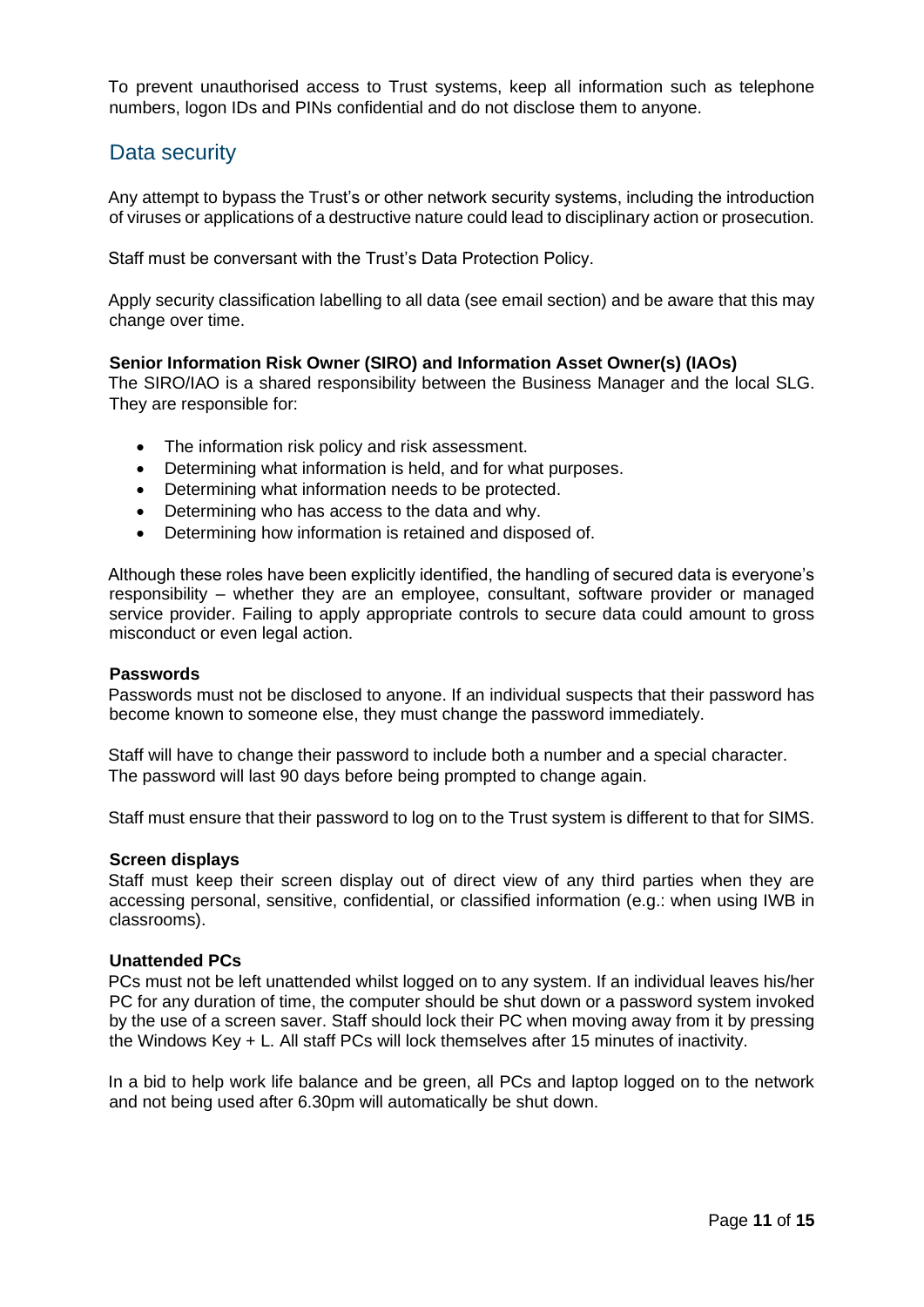To prevent unauthorised access to Trust systems, keep all information such as telephone numbers, logon IDs and PINs confidential and do not disclose them to anyone.

## Data security

Any attempt to bypass the Trust's or other network security systems, including the introduction of viruses or applications of a destructive nature could lead to disciplinary action or prosecution.

Staff must be conversant with the Trust's Data Protection Policy.

Apply security classification labelling to all data (see email section) and be aware that this may change over time.

**Senior Information Risk Owner (SIRO) and Information Asset Owner(s) (IAOs)**

The SIRO/IAO is a shared responsibility between the Business Manager and the local SLG. They are responsible for:

- The information risk policy and risk assessment.
- Determining what information is held, and for what purposes.
- Determining what information needs to be protected.
- Determining who has access to the data and why.
- Determining how information is retained and disposed of.

Although these roles have been explicitly identified, the handling of secured data is everyone's responsibility – whether they are an employee, consultant, software provider or managed service provider. Failing to apply appropriate controls to secure data could amount to gross misconduct or even legal action.

**Passwords**

Passwords must not be disclosed to anyone. If an individual suspects that their password has become known to someone else, they must change the password immediately.

Staff will have to change their password to include both a number and a special character. The password will last 90 days before being prompted to change again.

Staff must ensure that their password to log on to the Trust system is different to that for SIMS.

**Screen displays**

Staff must keep their screen display out of direct view of any third parties when they are accessing personal, sensitive, confidential, or classified information (e.g.: when using IWB in classrooms).

**Unattended PCs**

PCs must not be left unattended whilst logged on to any system. If an individual leaves his/her PC for any duration of time, the computer should be shut down or a password system invoked by the use of a screen saver. Staff should lock their PC when moving away from it by pressing the Windows Key + L. All staff PCs will lock themselves after 15 minutes of inactivity.

In a bid to help work life balance and be green, all PCs and laptop logged on to the network and not being used after 6.30pm will automatically be shut down.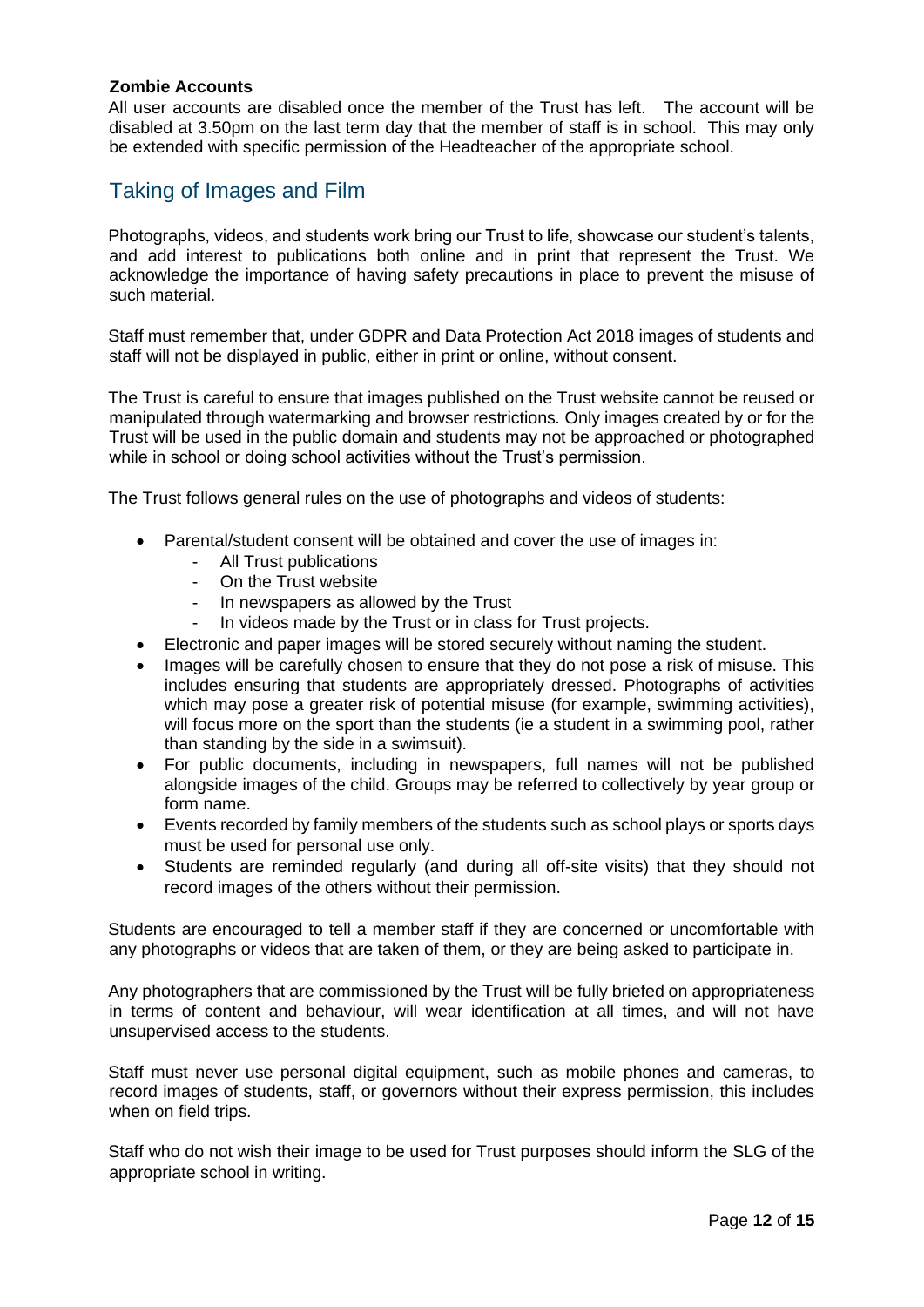**Zombie Accounts**

All user accounts are disabled once the member of the Trust has left. The account will be disabled at 3.50pm on the last term day that the member of staff is in school. This may only be extended with specific permission of the Headteacher of the appropriate school.

## Taking of Images and Film

Photographs, videos, and students work bring our Trust to life, showcase our student's talents, and add interest to publications both online and in print that represent the Trust. We acknowledge the importance of having safety precautions in place to prevent the misuse of such material.

Staff must remember that, under GDPR and Data Protection Act 2018 images of students and staff will not be displayed in public, either in print or online, without consent.

The Trust is careful to ensure that images published on the Trust website cannot be reused or manipulated through watermarking and browser restrictions. Only images created by or for the Trust will be used in the public domain and students may not be approached or photographed while in school or doing school activities without the Trust's permission.

The Trust follows general rules on the use of photographs and videos of students:

- Parental/student consent will be obtained and cover the use of images in:
  - All Trust publications
  - On the Trust website
  - In newspapers as allowed by the Trust
  - In videos made by the Trust or in class for Trust projects.
- Electronic and paper images will be stored securely without naming the student.
- Images will be carefully chosen to ensure that they do not pose a risk of misuse. This includes ensuring that students are appropriately dressed. Photographs of activities which may pose a greater risk of potential misuse (for example, swimming activities), will focus more on the sport than the students (ie a student in a swimming pool, rather than standing by the side in a swimsuit).
- For public documents, including in newspapers, full names will not be published alongside images of the child. Groups may be referred to collectively by year group or form name.
- Events recorded by family members of the students such as school plays or sports days must be used for personal use only.
- Students are reminded regularly (and during all off-site visits) that they should not record images of the others without their permission.

Students are encouraged to tell a member staff if they are concerned or uncomfortable with any photographs or videos that are taken of them, or they are being asked to participate in.

Any photographers that are commissioned by the Trust will be fully briefed on appropriateness in terms of content and behaviour, will wear identification at all times, and will not have unsupervised access to the students.

Staff must never use personal digital equipment, such as mobile phones and cameras, to record images of students, staff, or governors without their express permission, this includes when on field trips.

Staff who do not wish their image to be used for Trust purposes should inform the SLG of the appropriate school in writing.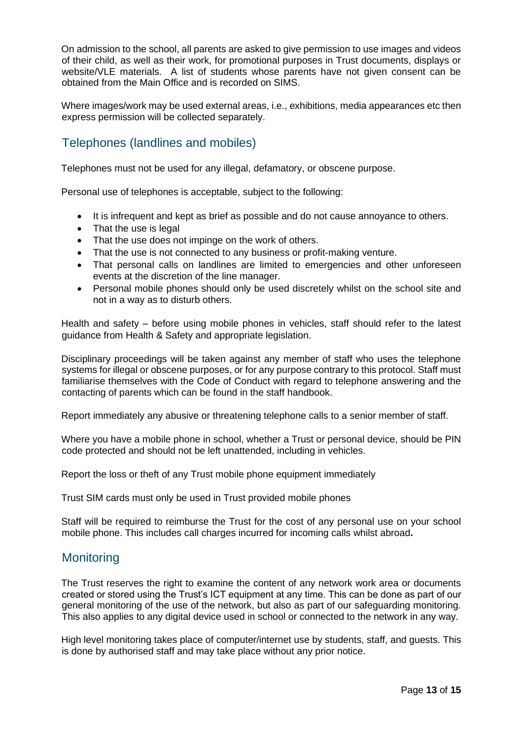On admission to the school, all parents are asked to give permission to use images and videos of their child, as well as their work, for promotional purposes in Trust documents, displays or website/VLE materials. A list of students whose parents have not given consent can be obtained from the Main Office and is recorded on SIMS.

Where images/work may be used external areas, i.e., exhibitions, media appearances etc then express permission will be collected separately.

## Telephones (landlines and mobiles)

Telephones must not be used for any illegal, defamatory, or obscene purpose.

Personal use of telephones is acceptable, subject to the following:

- It is infrequent and kept as brief as possible and do not cause annoyance to others.
- That the use is legal
- That the use does not impinge on the work of others.
- That the use is not connected to any business or profit-making venture.
- That personal calls on landlines are limited to emergencies and other unforeseen events at the discretion of the line manager.
- Personal mobile phones should only be used discretely whilst on the school site and not in a way as to disturb others.

Health and safety – before using mobile phones in vehicles, staff should refer to the latest guidance from Health & Safety and appropriate legislation.

Disciplinary proceedings will be taken against any member of staff who uses the telephone systems for illegal or obscene purposes, or for any purpose contrary to this protocol. Staff must familiarise themselves with the Code of Conduct with regard to telephone answering and the contacting of parents which can be found in the staff handbook.

Report immediately any abusive or threatening telephone calls to a senior member of staff.

Where you have a mobile phone in school, whether a Trust or personal device, should be PIN code protected and should not be left unattended, including in vehicles.

Report the loss or theft of any Trust mobile phone equipment immediately

Trust SIM cards must only be used in Trust provided mobile phones

Staff will be required to reimburse the Trust for the cost of any personal use on your school mobile phone. This includes call charges incurred for incoming calls whilst abroad**.**

## Monitoring

The Trust reserves the right to examine the content of any network work area or documents created or stored using the Trust's ICT equipment at any time. This can be done as part of our general monitoring of the use of the network, but also as part of our safeguarding monitoring. This also applies to any digital device used in school or connected to the network in any way.

High level monitoring takes place of computer/internet use by students, staff, and guests. This is done by authorised staff and may take place without any prior notice.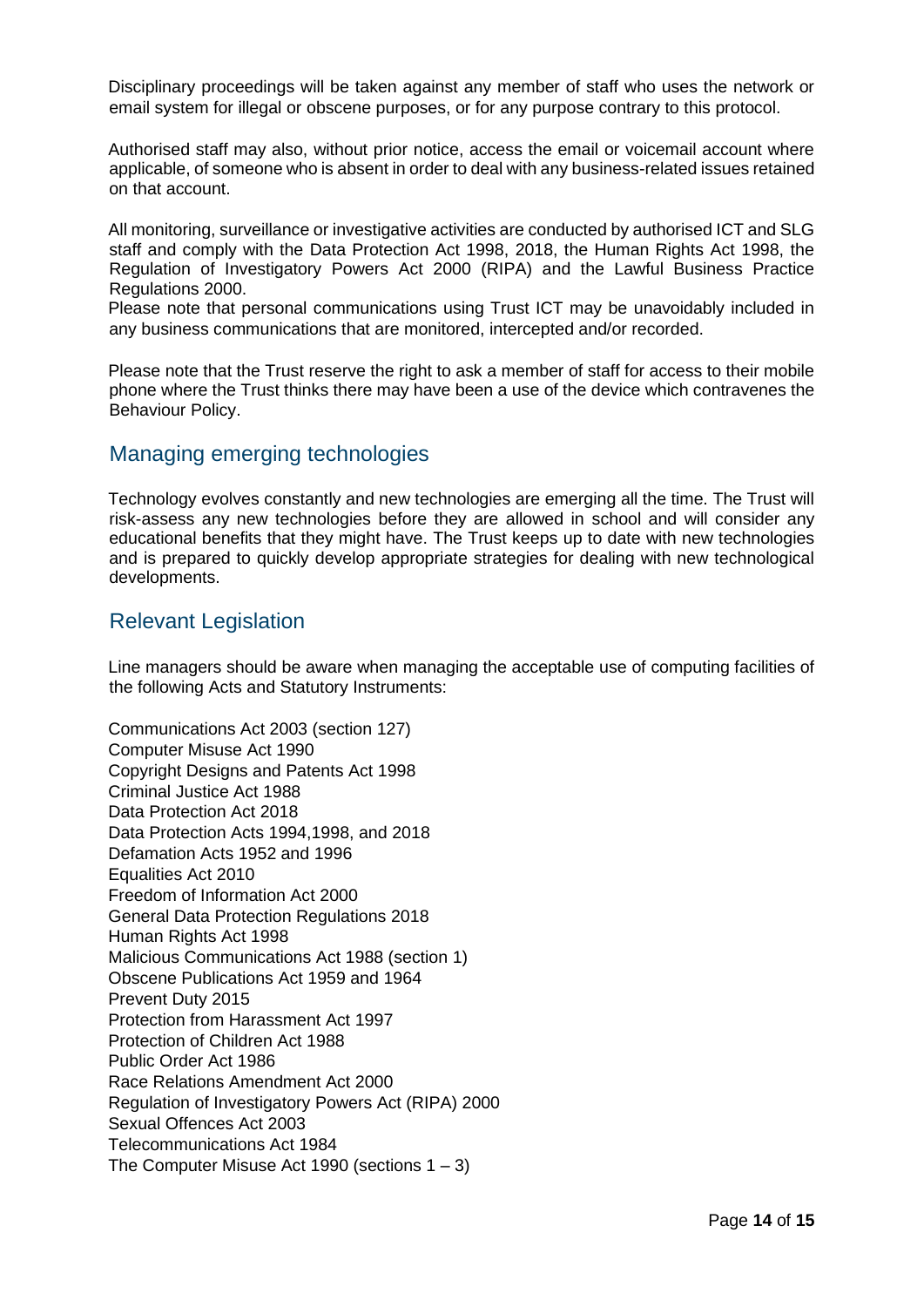Disciplinary proceedings will be taken against any member of staff who uses the network or email system for illegal or obscene purposes, or for any purpose contrary to this protocol.

Authorised staff may also, without prior notice, access the email or voicemail account where applicable, of someone who is absent in order to deal with any business-related issues retained on that account.

All monitoring, surveillance or investigative activities are conducted by authorised ICT and SLG staff and comply with the Data Protection Act 1998, 2018, the Human Rights Act 1998, the Regulation of Investigatory Powers Act 2000 (RIPA) and the Lawful Business Practice Regulations 2000.

Please note that personal communications using Trust ICT may be unavoidably included in any business communications that are monitored, intercepted and/or recorded.

Please note that the Trust reserve the right to ask a member of staff for access to their mobile phone where the Trust thinks there may have been a use of the device which contravenes the Behaviour Policy.

## Managing emerging technologies

Technology evolves constantly and new technologies are emerging all the time. The Trust will risk-assess any new technologies before they are allowed in school and will consider any educational benefits that they might have. The Trust keeps up to date with new technologies and is prepared to quickly develop appropriate strategies for dealing with new technological developments.

## Relevant Legislation

Line managers should be aware when managing the acceptable use of computing facilities of the following Acts and Statutory Instruments:

Communications Act 2003 (section 127)
Computer Misuse Act 1990
Copyright Designs and Patents Act 1998
Criminal Justice Act 1988
Data Protection Act 2018
Data Protection Acts 1994,1998, and 2018
Defamation Acts 1952 and 1996
Equalities Act 2010
Freedom of Information Act 2000
General Data Protection Regulations 2018
Human Rights Act 1998
Malicious Communications Act 1988 (section 1)
Obscene Publications Act 1959 and 1964
Prevent Duty 2015
Protection from Harassment Act 1997
Protection of Children Act 1988
Public Order Act 1986
Race Relations Amendment Act 2000
Regulation of Investigatory Powers Act (RIPA) 2000
Sexual Offences Act 2003
Telecommunications Act 1984
The Computer Misuse Act 1990 (sections 1 – 3)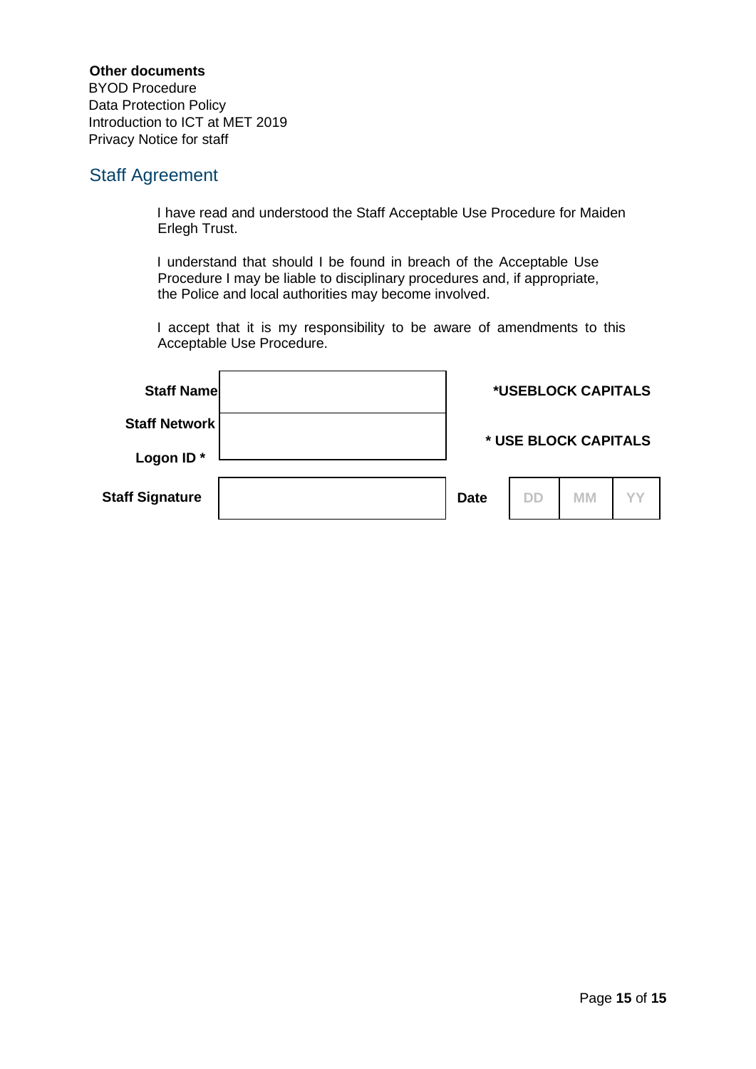**Other documents**
BYOD Procedure
Data Protection Policy
Introduction to ICT at MET 2019
Privacy Notice for staff

## Staff Agreement

I have read and understood the Staff Acceptable Use Procedure for Maiden Erlegh Trust.

I understand that should I be found in breach of the Acceptable Use Procedure I may be liable to disciplinary procedures and, if appropriate, the Police and local authorities may become involved.

I accept that it is my responsibility to be aware of amendments to this Acceptable Use Procedure.

| | | | | | |
|---|---|---|---|---|---|
| **Staff Name** | | **\*USEBLOCK CAPITALS** | | | |
| **Staff Network Logon ID \*** | | **\* USE BLOCK CAPITALS** | | | |
| **Staff Signature** | | **Date** | DD | MM | YY |